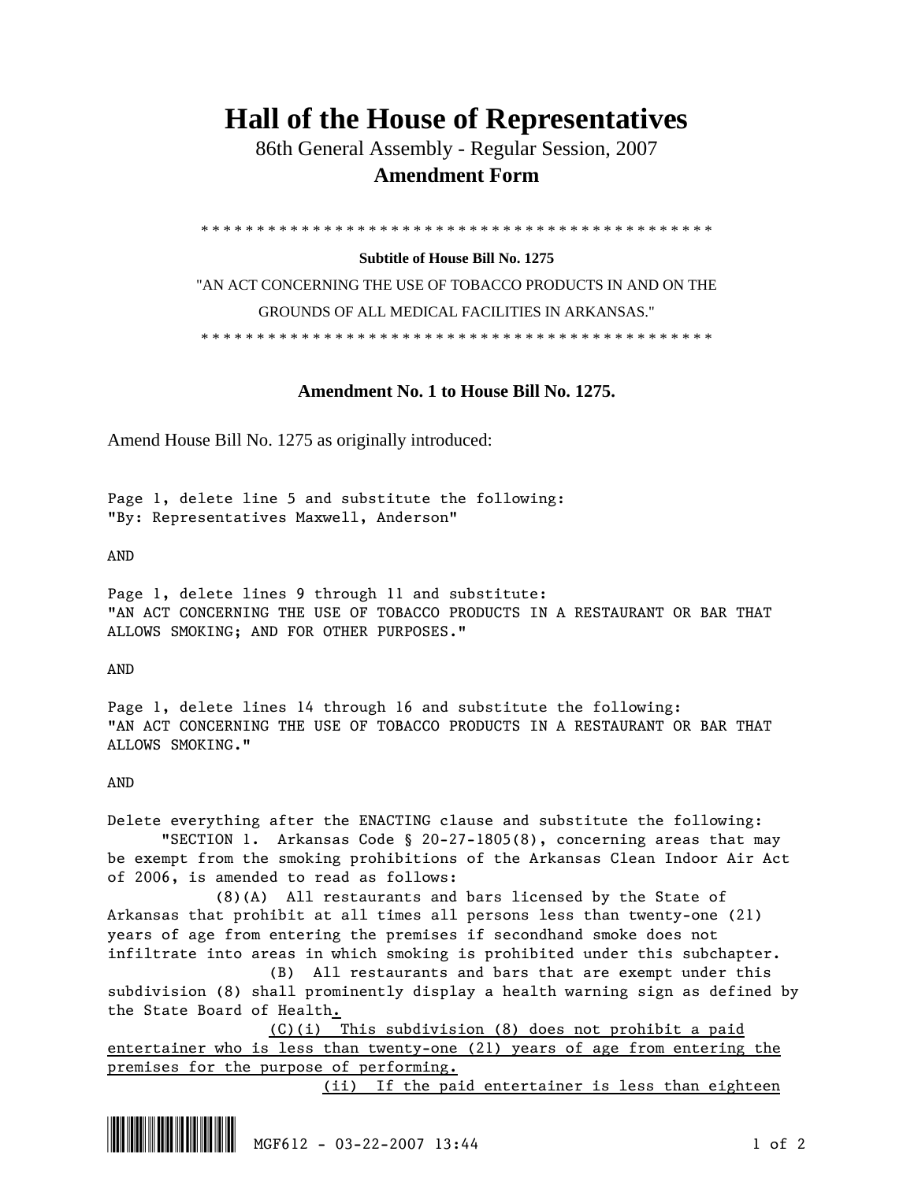# Hall of the House of Representatives

86th General Assembly - Regular Session, 2007

**Amendment Form**

\* \* \* \* \* \* \* \* \* \* \* \* \* \* \* \* \* \* \* \* \* \* \* \* \* \* \* \* \* \* \* \* \* \* \* \* \* \* \* \* \* \* \* \* \* \* \* \*

**Subtitle of House Bill No. 1275**

"AN ACT CONCERNING THE USE OF TOBACCO PRODUCTS IN AND ON THE GROUNDS OF ALL MEDICAL FACILITIES IN ARKANSAS."

\* \* \* \* \* \* \* \* \* \* \* \* \* \* \* \* \* \* \* \* \* \* \* \* \* \* \* \* \* \* \* \* \* \* \* \* \* \* \* \* \* \* \* \* \* \* \* \*

**Amendment No. 1 to House Bill No. 1275.**

Amend House Bill No. 1275 as originally introduced:

Page 1, delete line 5 and substitute the following:
"By: Representatives Maxwell, Anderson"

AND

Page 1, delete lines 9 through 11 and substitute:
"AN ACT CONCERNING THE USE OF TOBACCO PRODUCTS IN A RESTAURANT OR BAR THAT ALLOWS SMOKING; AND FOR OTHER PURPOSES."

AND

Page 1, delete lines 14 through 16 and substitute the following:
"AN ACT CONCERNING THE USE OF TOBACCO PRODUCTS IN A RESTAURANT OR BAR THAT ALLOWS SMOKING."

AND

Delete everything after the ENACTING clause and substitute the following:

"SECTION 1. Arkansas Code § 20-27-1805(8), concerning areas that may be exempt from the smoking prohibitions of the Arkansas Clean Indoor Air Act of 2006, is amended to read as follows:

(8)(A) All restaurants and bars licensed by the State of Arkansas that prohibit at all times all persons less than twenty-one (21) years of age from entering the premises if secondhand smoke does not infiltrate into areas in which smoking is prohibited under this subchapter.

(B) All restaurants and bars that are exempt under this subdivision (8) shall prominently display a health warning sign as defined by the State Board of Health<u>.</u>

<u>(C)(i) This subdivision (8) does not prohibit a paid entertainer who is less than twenty-one (21) years of age from entering the premises for the purpose of performing.</u>

<u>(ii) If the paid entertainer is less than eighteen</u>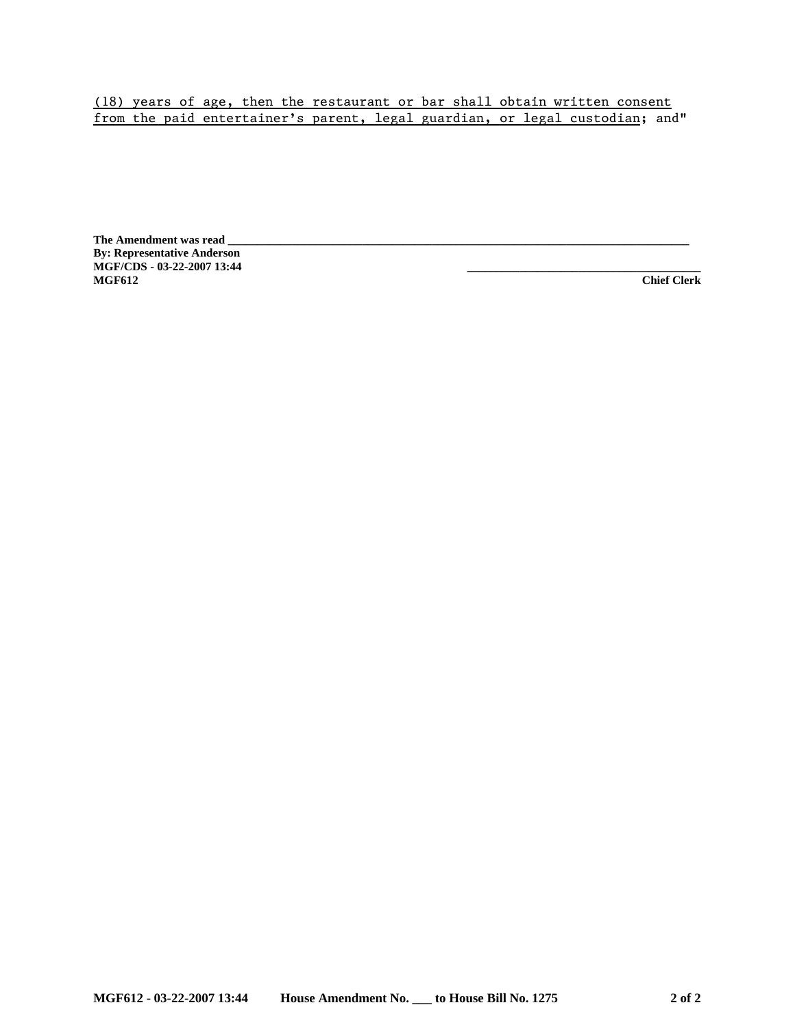<u>(18) years of age, then the restaurant or bar shall obtain written consent from the paid entertainer's parent, legal guardian, or legal custodian</u>; and"

**The Amendment was read \_\_\_\_\_\_\_\_\_\_\_\_\_\_\_\_\_\_\_\_\_\_\_\_\_\_\_\_\_\_\_\_\_\_\_\_\_\_\_\_\_\_\_\_\_\_\_\_\_\_**
**By: Representative Anderson**
**MGF/CDS - 03-22-2007 13:44**
**MGF612**

**\_\_\_\_\_\_\_\_\_\_\_\_\_\_\_\_\_\_\_\_\_\_\_\_\_\_\_\_\_\_\_\_\_\_\_\_\_\_**
**Chief Clerk**